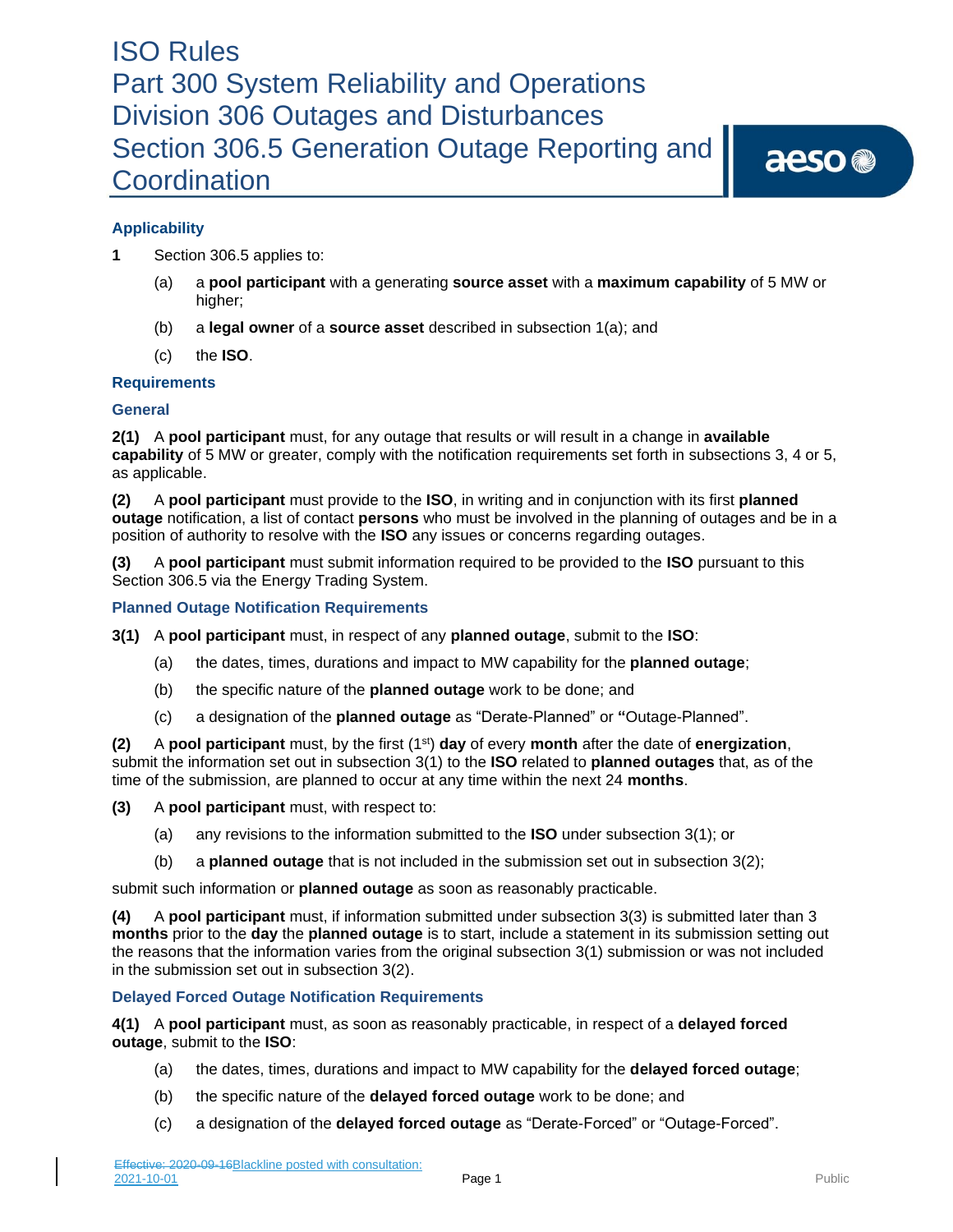# ISO Rules
# Part 300 System Reliability and Operations
# Division 306 Outages and Disturbances
# Section 306.5 Generation Outage Reporting and Coordination

## Applicability

**1** Section 306.5 applies to:

(a) a **pool participant** with a generating **source asset** with a **maximum capability** of 5 MW or higher;

(b) a **legal owner** of a **source asset** described in subsection 1(a); and

(c) the **ISO**.

## Requirements

### General

**2(1)** A **pool participant** must, for any outage that results or will result in a change in **available capability** of 5 MW or greater, comply with the notification requirements set forth in subsections 3, 4 or 5, as applicable.

**(2)** A **pool participant** must provide to the **ISO**, in writing and in conjunction with its first **planned outage** notification, a list of contact **persons** who must be involved in the planning of outages and be in a position of authority to resolve with the **ISO** any issues or concerns regarding outages.

**(3)** A **pool participant** must submit information required to be provided to the **ISO** pursuant to this Section 306.5 via the Energy Trading System.

### Planned Outage Notification Requirements

**3(1)** A **pool participant** must, in respect of any **planned outage**, submit to the **ISO**:

(a) the dates, times, durations and impact to MW capability for the **planned outage**;

(b) the specific nature of the **planned outage** work to be done; and

(c) a designation of the **planned outage** as "Derate-Planned" or **"**Outage-Planned".

**(2)** A **pool participant** must, by the first (1st) **day** of every **month** after the date of **energization**, submit the information set out in subsection 3(1) to the **ISO** related to **planned outages** that, as of the time of the submission, are planned to occur at any time within the next 24 **months**.

**(3)** A **pool participant** must, with respect to:

(a) any revisions to the information submitted to the **ISO** under subsection 3(1); or

(b) a **planned outage** that is not included in the submission set out in subsection 3(2);

submit such information or **planned outage** as soon as reasonably practicable.

**(4)** A **pool participant** must, if information submitted under subsection 3(3) is submitted later than 3 **months** prior to the **day** the **planned outage** is to start, include a statement in its submission setting out the reasons that the information varies from the original subsection 3(1) submission or was not included in the submission set out in subsection 3(2).

### Delayed Forced Outage Notification Requirements

**4(1)** A **pool participant** must, as soon as reasonably practicable, in respect of a **delayed forced outage**, submit to the **ISO**:

(a) the dates, times, durations and impact to MW capability for the **delayed forced outage**;

(b) the specific nature of the **delayed forced outage** work to be done; and

(c) a designation of the **delayed forced outage** as "Derate-Forced" or "Outage-Forced".

~~Effective: 2020-09-16~~Blackline posted with consultation: 2021-10-01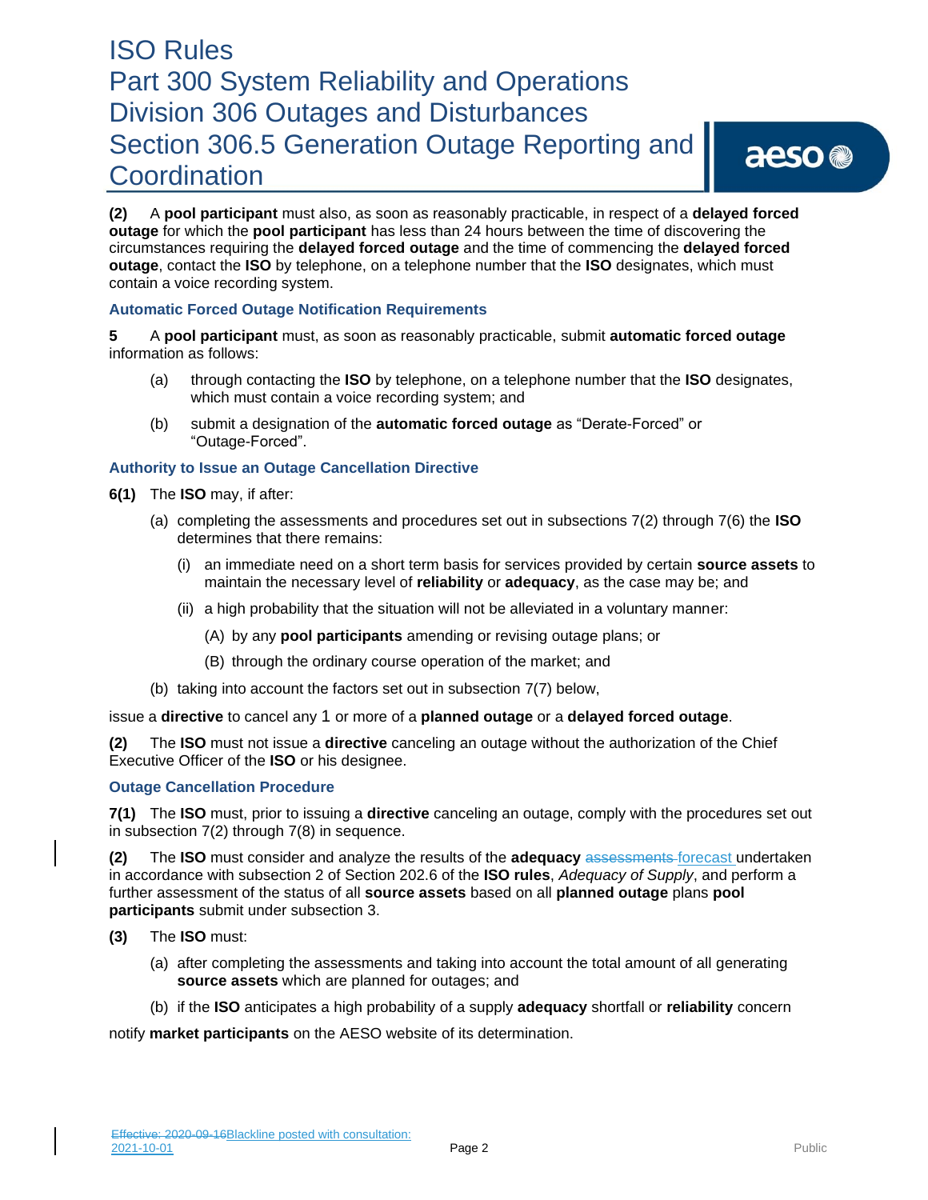**(2)** A **pool participant** must also, as soon as reasonably practicable, in respect of a **delayed forced outage** for which the **pool participant** has less than 24 hours between the time of discovering the circumstances requiring the **delayed forced outage** and the time of commencing the **delayed forced outage**, contact the **ISO** by telephone, on a telephone number that the **ISO** designates, which must contain a voice recording system.

### Automatic Forced Outage Notification Requirements

**5** A **pool participant** must, as soon as reasonably practicable, submit **automatic forced outage** information as follows:

(a) through contacting the **ISO** by telephone, on a telephone number that the **ISO** designates, which must contain a voice recording system; and

(b) submit a designation of the **automatic forced outage** as "Derate-Forced" or "Outage-Forced".

### Authority to Issue an Outage Cancellation Directive

**6(1)** The **ISO** may, if after:

(a) completing the assessments and procedures set out in subsections 7(2) through 7(6) the **ISO** determines that there remains:

(i) an immediate need on a short term basis for services provided by certain **source assets** to maintain the necessary level of **reliability** or **adequacy**, as the case may be; and

(ii) a high probability that the situation will not be alleviated in a voluntary manner:

(A) by any **pool participants** amending or revising outage plans; or

(B) through the ordinary course operation of the market; and

(b) taking into account the factors set out in subsection 7(7) below,

issue a **directive** to cancel any 1 or more of a **planned outage** or a **delayed forced outage**.

**(2)** The **ISO** must not issue a **directive** canceling an outage without the authorization of the Chief Executive Officer of the **ISO** or his designee.

### Outage Cancellation Procedure

**7(1)** The **ISO** must, prior to issuing a **directive** canceling an outage, comply with the procedures set out in subsection 7(2) through 7(8) in sequence.

**(2)** The **ISO** must consider and analyze the results of the **adequacy** ~~assessments~~ forecast undertaken in accordance with subsection 2 of Section 202.6 of the **ISO rules**, *Adequacy of Supply*, and perform a further assessment of the status of all **source assets** based on all **planned outage** plans **pool participants** submit under subsection 3.

**(3)** The **ISO** must:

(a) after completing the assessments and taking into account the total amount of all generating **source assets** which are planned for outages; and

(b) if the **ISO** anticipates a high probability of a supply **adequacy** shortfall or **reliability** concern

notify **market participants** on the AESO website of its determination.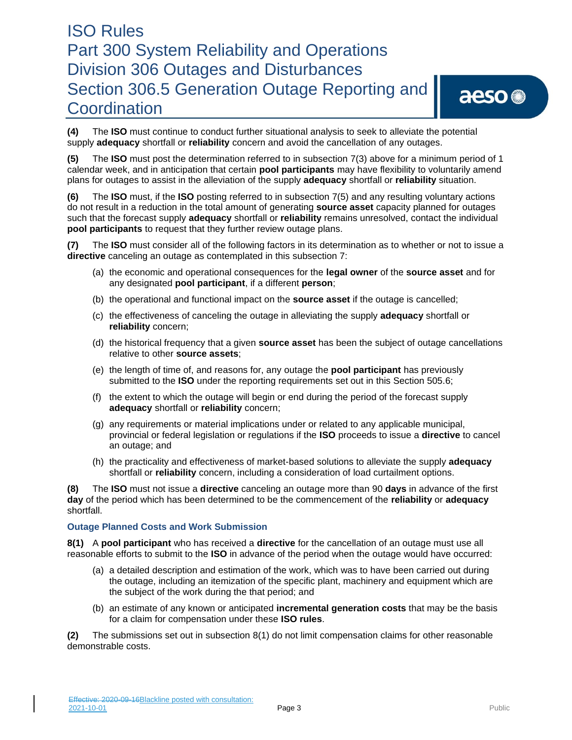**(4)** The **ISO** must continue to conduct further situational analysis to seek to alleviate the potential supply **adequacy** shortfall or **reliability** concern and avoid the cancellation of any outages.

**(5)** The **ISO** must post the determination referred to in subsection 7(3) above for a minimum period of 1 calendar week, and in anticipation that certain **pool participants** may have flexibility to voluntarily amend plans for outages to assist in the alleviation of the supply **adequacy** shortfall or **reliability** situation.

**(6)** The **ISO** must, if the **ISO** posting referred to in subsection 7(5) and any resulting voluntary actions do not result in a reduction in the total amount of generating **source asset** capacity planned for outages such that the forecast supply **adequacy** shortfall or **reliability** remains unresolved, contact the individual **pool participants** to request that they further review outage plans.

**(7)** The **ISO** must consider all of the following factors in its determination as to whether or not to issue a **directive** canceling an outage as contemplated in this subsection 7:

(a) the economic and operational consequences for the **legal owner** of the **source asset** and for any designated **pool participant**, if a different **person**;

(b) the operational and functional impact on the **source asset** if the outage is cancelled;

(c) the effectiveness of canceling the outage in alleviating the supply **adequacy** shortfall or **reliability** concern;

(d) the historical frequency that a given **source asset** has been the subject of outage cancellations relative to other **source assets**;

(e) the length of time of, and reasons for, any outage the **pool participant** has previously submitted to the **ISO** under the reporting requirements set out in this Section 505.6;

(f) the extent to which the outage will begin or end during the period of the forecast supply **adequacy** shortfall or **reliability** concern;

(g) any requirements or material implications under or related to any applicable municipal, provincial or federal legislation or regulations if the **ISO** proceeds to issue a **directive** to cancel an outage; and

(h) the practicality and effectiveness of market-based solutions to alleviate the supply **adequacy** shortfall or **reliability** concern, including a consideration of load curtailment options.

**(8)** The **ISO** must not issue a **directive** canceling an outage more than 90 **days** in advance of the first **day** of the period which has been determined to be the commencement of the **reliability** or **adequacy** shortfall.

### Outage Planned Costs and Work Submission

**8(1)** A **pool participant** who has received a **directive** for the cancellation of an outage must use all reasonable efforts to submit to the **ISO** in advance of the period when the outage would have occurred:

(a) a detailed description and estimation of the work, which was to have been carried out during the outage, including an itemization of the specific plant, machinery and equipment which are the subject of the work during the that period; and

(b) an estimate of any known or anticipated **incremental generation costs** that may be the basis for a claim for compensation under these **ISO rules**.

**(2)** The submissions set out in subsection 8(1) do not limit compensation claims for other reasonable demonstrable costs.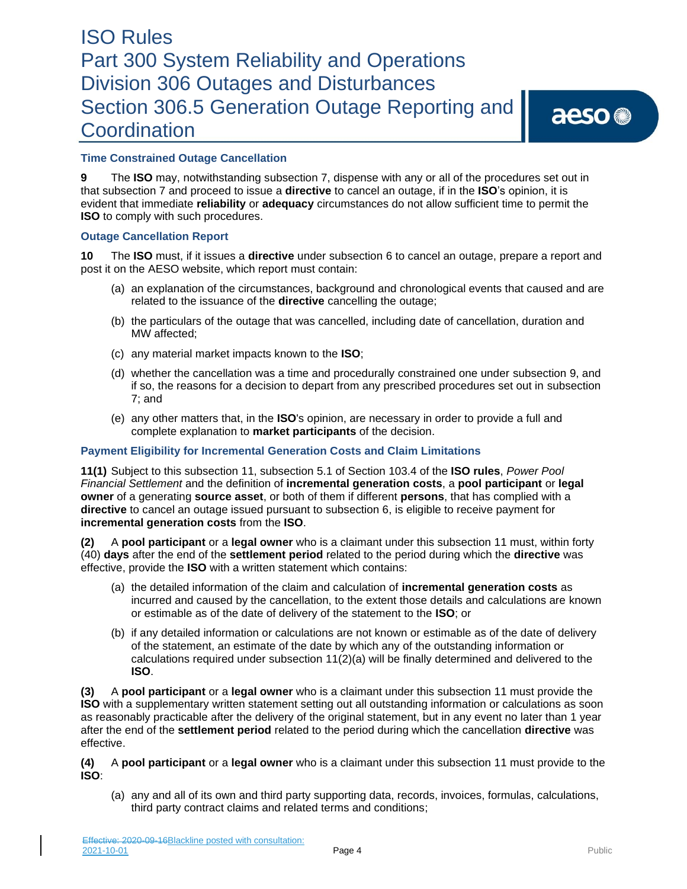### Time Constrained Outage Cancellation

**9** The **ISO** may, notwithstanding subsection 7, dispense with any or all of the procedures set out in that subsection 7 and proceed to issue a **directive** to cancel an outage, if in the **ISO**'s opinion, it is evident that immediate **reliability** or **adequacy** circumstances do not allow sufficient time to permit the **ISO** to comply with such procedures.

### Outage Cancellation Report

**10** The **ISO** must, if it issues a **directive** under subsection 6 to cancel an outage, prepare a report and post it on the AESO website, which report must contain:

(a) an explanation of the circumstances, background and chronological events that caused and are related to the issuance of the **directive** cancelling the outage;

(b) the particulars of the outage that was cancelled, including date of cancellation, duration and MW affected;

(c) any material market impacts known to the **ISO**;

(d) whether the cancellation was a time and procedurally constrained one under subsection 9, and if so, the reasons for a decision to depart from any prescribed procedures set out in subsection 7; and

(e) any other matters that, in the **ISO**'s opinion, are necessary in order to provide a full and complete explanation to **market participants** of the decision.

### Payment Eligibility for Incremental Generation Costs and Claim Limitations

**11(1)** Subject to this subsection 11, subsection 5.1 of Section 103.4 of the **ISO rules**, *Power Pool Financial Settlement* and the definition of **incremental generation costs**, a **pool participant** or **legal owner** of a generating **source asset**, or both of them if different **persons**, that has complied with a **directive** to cancel an outage issued pursuant to subsection 6, is eligible to receive payment for **incremental generation costs** from the **ISO**.

**(2)** A **pool participant** or a **legal owner** who is a claimant under this subsection 11 must, within forty (40) **days** after the end of the **settlement period** related to the period during which the **directive** was effective, provide the **ISO** with a written statement which contains:

(a) the detailed information of the claim and calculation of **incremental generation costs** as incurred and caused by the cancellation, to the extent those details and calculations are known or estimable as of the date of delivery of the statement to the **ISO**; or

(b) if any detailed information or calculations are not known or estimable as of the date of delivery of the statement, an estimate of the date by which any of the outstanding information or calculations required under subsection 11(2)(a) will be finally determined and delivered to the **ISO**.

**(3)** A **pool participant** or a **legal owner** who is a claimant under this subsection 11 must provide the **ISO** with a supplementary written statement setting out all outstanding information or calculations as soon as reasonably practicable after the delivery of the original statement, but in any event no later than 1 year after the end of the **settlement period** related to the period during which the cancellation **directive** was effective.

**(4)** A **pool participant** or a **legal owner** who is a claimant under this subsection 11 must provide to the **ISO**:

(a) any and all of its own and third party supporting data, records, invoices, formulas, calculations, third party contract claims and related terms and conditions;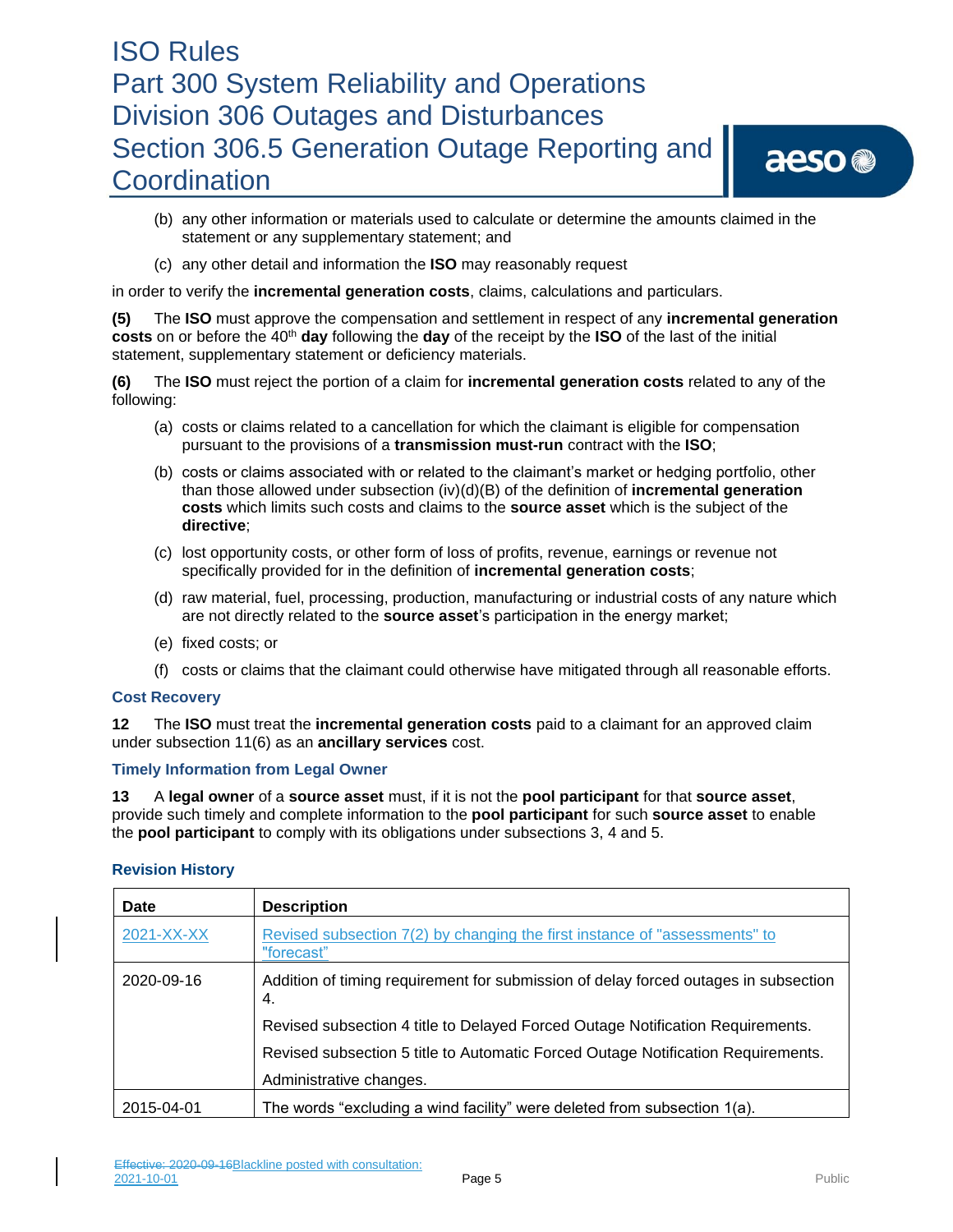(b) any other information or materials used to calculate or determine the amounts claimed in the statement or any supplementary statement; and

(c) any other detail and information the **ISO** may reasonably request

in order to verify the **incremental generation costs**, claims, calculations and particulars.

**(5)** The **ISO** must approve the compensation and settlement in respect of any **incremental generation costs** on or before the 40th **day** following the **day** of the receipt by the **ISO** of the last of the initial statement, supplementary statement or deficiency materials.

**(6)** The **ISO** must reject the portion of a claim for **incremental generation costs** related to any of the following:

(a) costs or claims related to a cancellation for which the claimant is eligible for compensation pursuant to the provisions of a **transmission must-run** contract with the **ISO**;

(b) costs or claims associated with or related to the claimant's market or hedging portfolio, other than those allowed under subsection (iv)(d)(B) of the definition of **incremental generation costs** which limits such costs and claims to the **source asset** which is the subject of the **directive**;

(c) lost opportunity costs, or other form of loss of profits, revenue, earnings or revenue not specifically provided for in the definition of **incremental generation costs**;

(d) raw material, fuel, processing, production, manufacturing or industrial costs of any nature which are not directly related to the **source asset**'s participation in the energy market;

(e) fixed costs; or

(f) costs or claims that the claimant could otherwise have mitigated through all reasonable efforts.

### Cost Recovery

**12** The **ISO** must treat the **incremental generation costs** paid to a claimant for an approved claim under subsection 11(6) as an **ancillary services** cost.

### Timely Information from Legal Owner

**13** A **legal owner** of a **source asset** must, if it is not the **pool participant** for that **source asset**, provide such timely and complete information to the **pool participant** for such **source asset** to enable the **pool participant** to comply with its obligations under subsections 3, 4 and 5.

### Revision History

| Date | Description |
|---|---|
| 2021-XX-XX | Revised subsection 7(2) by changing the first instance of "assessments" to "forecast" |
| 2020-09-16 | Addition of timing requirement for submission of delay forced outages in subsection 4.<br>Revised subsection 4 title to Delayed Forced Outage Notification Requirements.<br>Revised subsection 5 title to Automatic Forced Outage Notification Requirements.<br>Administrative changes. |
| 2015-04-01 | The words "excluding a wind facility" were deleted from subsection 1(a). |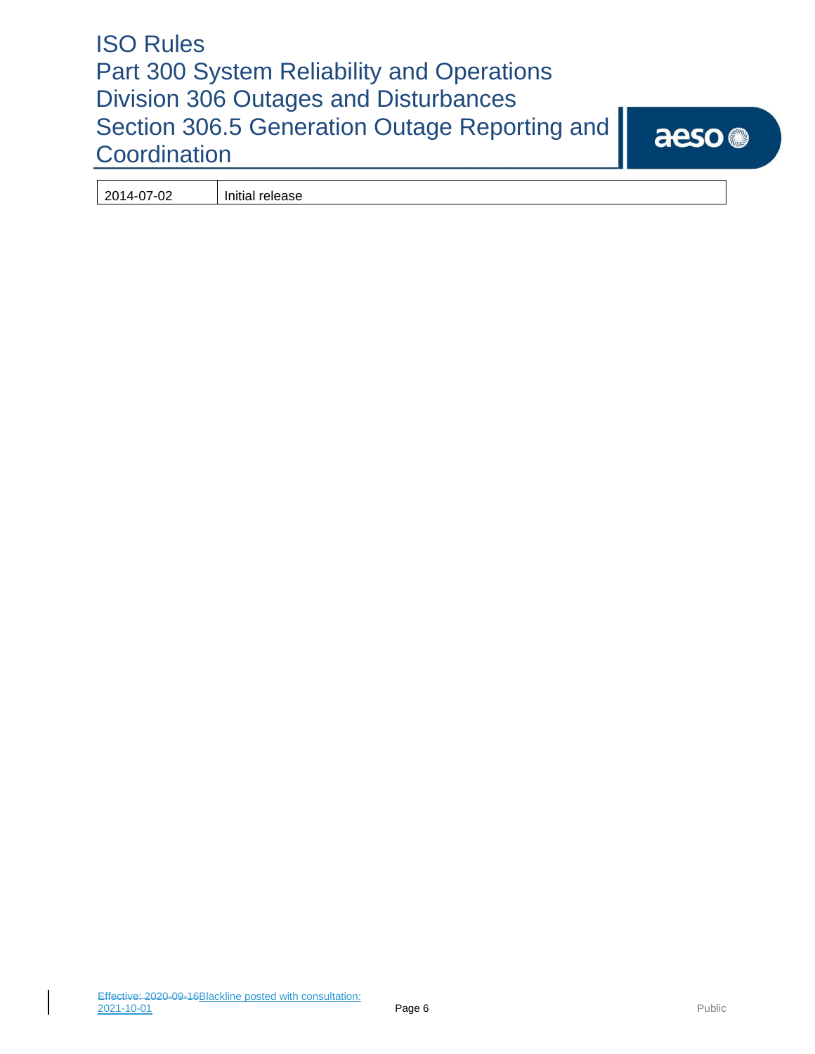| | |
|---|---|
| 2014-07-02 | Initial release |